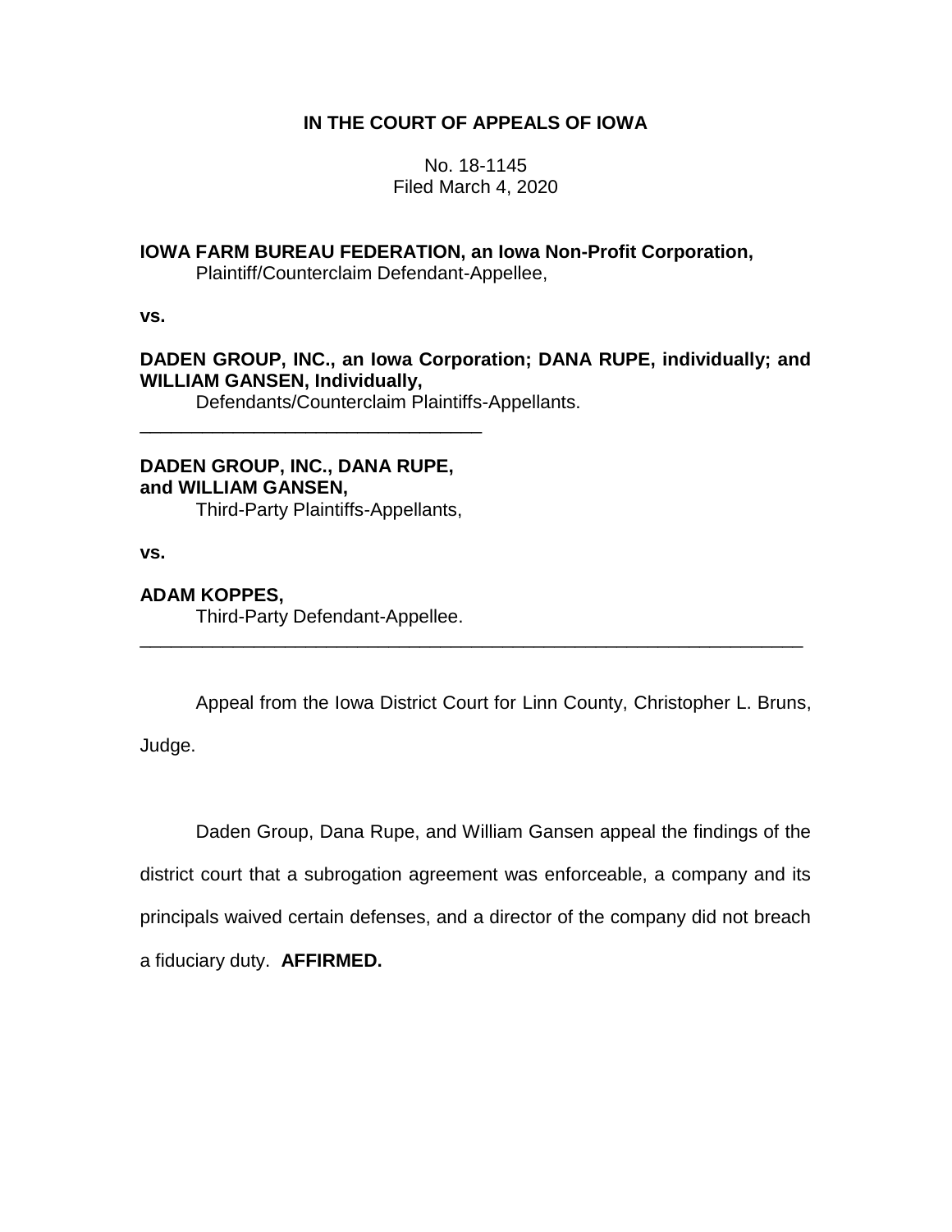**IN THE COURT OF APPEALS OF IOWA**

No. 18-1145
Filed March 4, 2020

**IOWA FARM BUREAU FEDERATION, an Iowa Non-Profit Corporation,**
Plaintiff/Counterclaim Defendant-Appellee,

**vs.**

**DADEN GROUP, INC., an Iowa Corporation; DANA RUPE, individually; and WILLIAM GANSEN, Individually,**
Defendants/Counterclaim Plaintiffs-Appellants.

---

**DADEN GROUP, INC., DANA RUPE, and WILLIAM GANSEN,**
Third-Party Plaintiffs-Appellants,

**vs.**

**ADAM KOPPES,**
Third-Party Defendant-Appellee.

---

Appeal from the Iowa District Court for Linn County, Christopher L. Bruns, Judge.

Daden Group, Dana Rupe, and William Gansen appeal the findings of the district court that a subrogation agreement was enforceable, a company and its principals waived certain defenses, and a director of the company did not breach a fiduciary duty. **AFFIRMED.**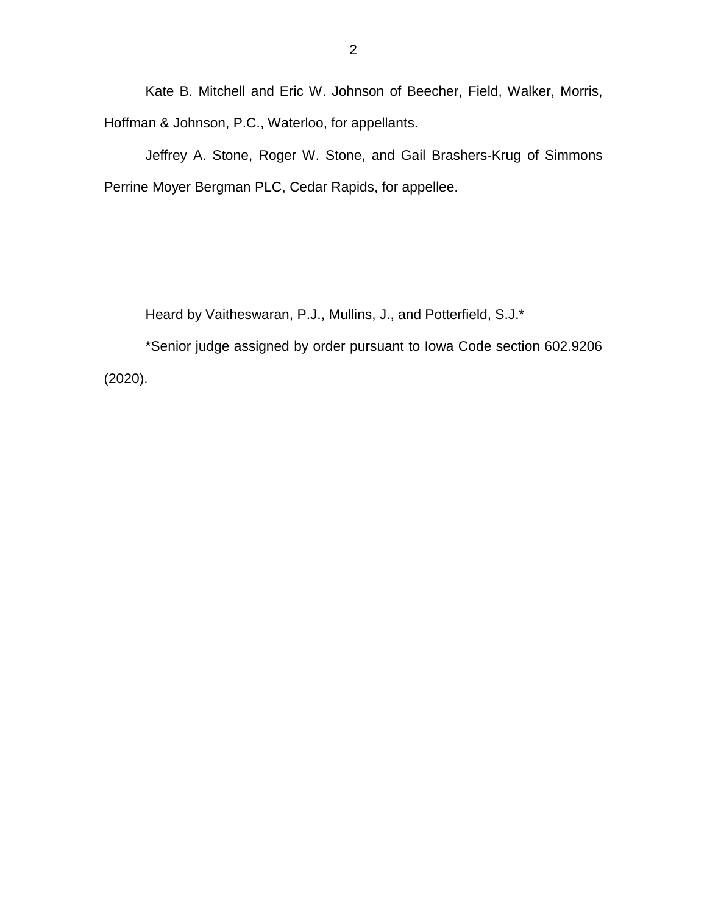Kate B. Mitchell and Eric W. Johnson of Beecher, Field, Walker, Morris, Hoffman & Johnson, P.C., Waterloo, for appellants.

Jeffrey A. Stone, Roger W. Stone, and Gail Brashers-Krug of Simmons Perrine Moyer Bergman PLC, Cedar Rapids, for appellee.

Heard by Vaitheswaran, P.J., Mullins, J., and Potterfield, S.J.*

*Senior judge assigned by order pursuant to Iowa Code section 602.9206 (2020).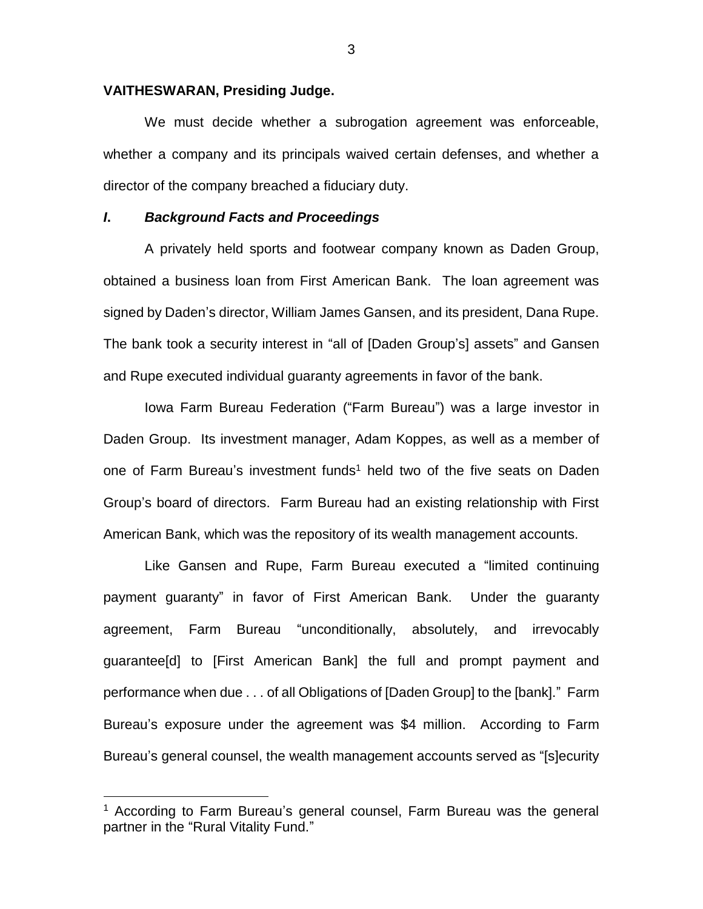**VAITHESWARAN, Presiding Judge.**

We must decide whether a subrogation agreement was enforceable, whether a company and its principals waived certain defenses, and whether a director of the company breached a fiduciary duty.

## *I. Background Facts and Proceedings*

A privately held sports and footwear company known as Daden Group, obtained a business loan from First American Bank. The loan agreement was signed by Daden's director, William James Gansen, and its president, Dana Rupe. The bank took a security interest in "all of [Daden Group's] assets" and Gansen and Rupe executed individual guaranty agreements in favor of the bank.

Iowa Farm Bureau Federation ("Farm Bureau") was a large investor in Daden Group. Its investment manager, Adam Koppes, as well as a member of one of Farm Bureau's investment funds[1] held two of the five seats on Daden Group's board of directors. Farm Bureau had an existing relationship with First American Bank, which was the repository of its wealth management accounts.

Like Gansen and Rupe, Farm Bureau executed a "limited continuing payment guaranty" in favor of First American Bank. Under the guaranty agreement, Farm Bureau "unconditionally, absolutely, and irrevocably guarantee[d] to [First American Bank] the full and prompt payment and performance when due . . . of all Obligations of [Daden Group] to the [bank]." Farm Bureau's exposure under the agreement was $4 million. According to Farm Bureau's general counsel, the wealth management accounts served as "[s]ecurity

---

[1] According to Farm Bureau's general counsel, Farm Bureau was the general partner in the "Rural Vitality Fund."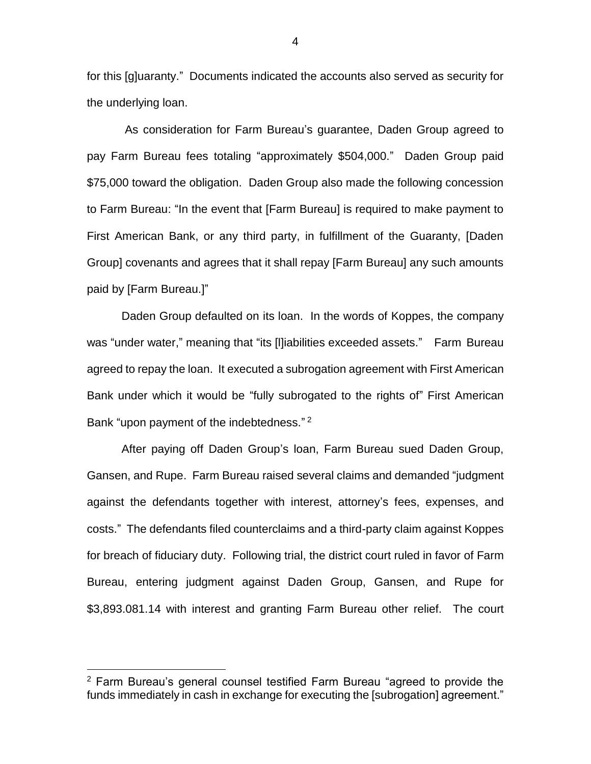for this [g]uaranty." Documents indicated the accounts also served as security for the underlying loan.

As consideration for Farm Bureau's guarantee, Daden Group agreed to pay Farm Bureau fees totaling "approximately $504,000." Daden Group paid $75,000 toward the obligation. Daden Group also made the following concession to Farm Bureau: "In the event that [Farm Bureau] is required to make payment to First American Bank, or any third party, in fulfillment of the Guaranty, [Daden Group] covenants and agrees that it shall repay [Farm Bureau] any such amounts paid by [Farm Bureau.]"

Daden Group defaulted on its loan. In the words of Koppes, the company was "under water," meaning that "its [l]iabilities exceeded assets." Farm Bureau agreed to repay the loan. It executed a subrogation agreement with First American Bank under which it would be "fully subrogated to the rights of" First American Bank "upon payment of the indebtedness." [2]

After paying off Daden Group's loan, Farm Bureau sued Daden Group, Gansen, and Rupe. Farm Bureau raised several claims and demanded "judgment against the defendants together with interest, attorney's fees, expenses, and costs." The defendants filed counterclaims and a third-party claim against Koppes for breach of fiduciary duty. Following trial, the district court ruled in favor of Farm Bureau, entering judgment against Daden Group, Gansen, and Rupe for $3,893.081.14 with interest and granting Farm Bureau other relief. The court

---

[2] Farm Bureau's general counsel testified Farm Bureau "agreed to provide the funds immediately in cash in exchange for executing the [subrogation] agreement."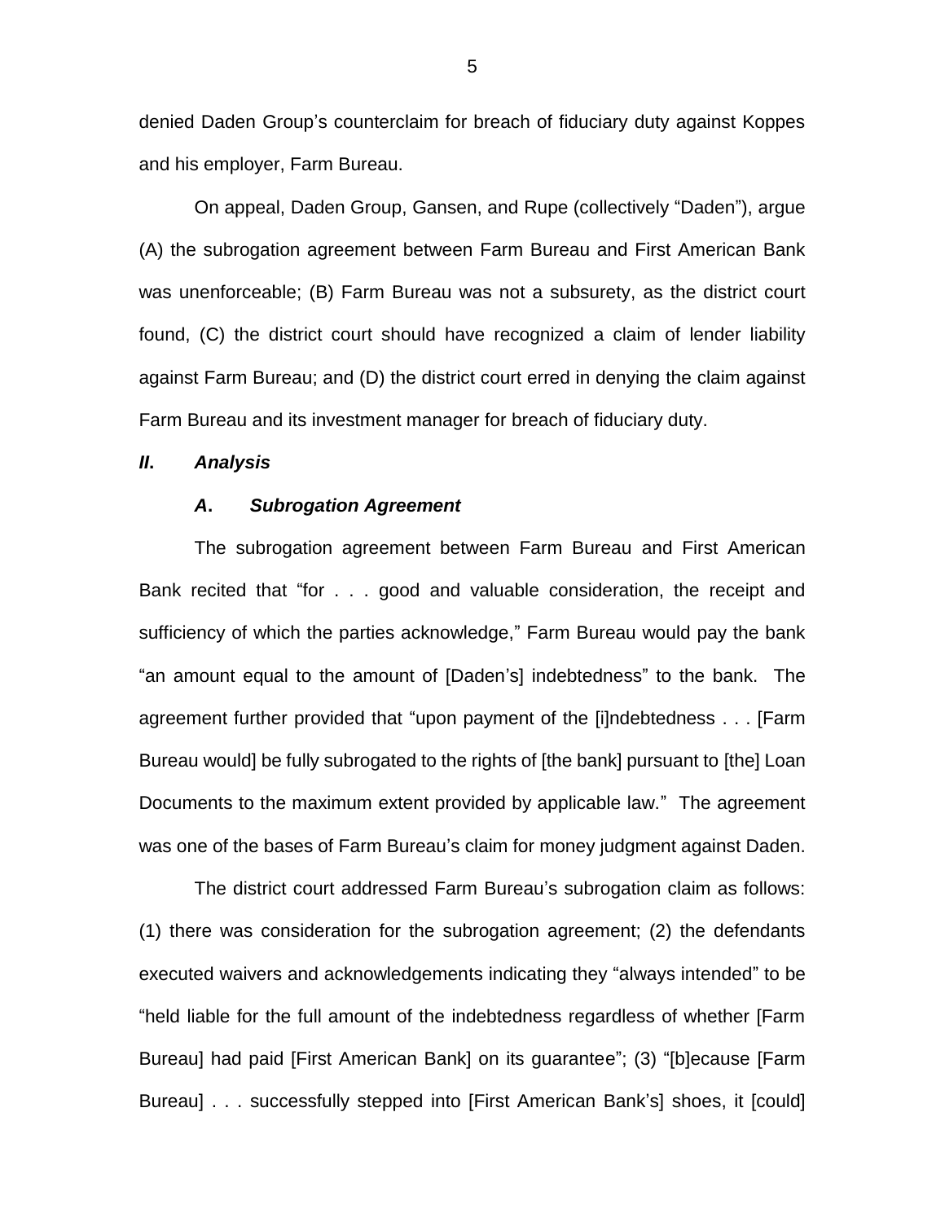denied Daden Group's counterclaim for breach of fiduciary duty against Koppes and his employer, Farm Bureau.

On appeal, Daden Group, Gansen, and Rupe (collectively "Daden"), argue (A) the subrogation agreement between Farm Bureau and First American Bank was unenforceable; (B) Farm Bureau was not a subsurety, as the district court found, (C) the district court should have recognized a claim of lender liability against Farm Bureau; and (D) the district court erred in denying the claim against Farm Bureau and its investment manager for breach of fiduciary duty.

## *II. Analysis*

### *A. Subrogation Agreement*

The subrogation agreement between Farm Bureau and First American Bank recited that "for . . . good and valuable consideration, the receipt and sufficiency of which the parties acknowledge," Farm Bureau would pay the bank "an amount equal to the amount of [Daden's] indebtedness" to the bank. The agreement further provided that "upon payment of the [i]ndebtedness . . . [Farm Bureau would] be fully subrogated to the rights of [the bank] pursuant to [the] Loan Documents to the maximum extent provided by applicable law." The agreement was one of the bases of Farm Bureau's claim for money judgment against Daden.

The district court addressed Farm Bureau's subrogation claim as follows: (1) there was consideration for the subrogation agreement; (2) the defendants executed waivers and acknowledgements indicating they "always intended" to be "held liable for the full amount of the indebtedness regardless of whether [Farm Bureau] had paid [First American Bank] on its guarantee"; (3) "[b]ecause [Farm Bureau] . . . successfully stepped into [First American Bank's] shoes, it [could]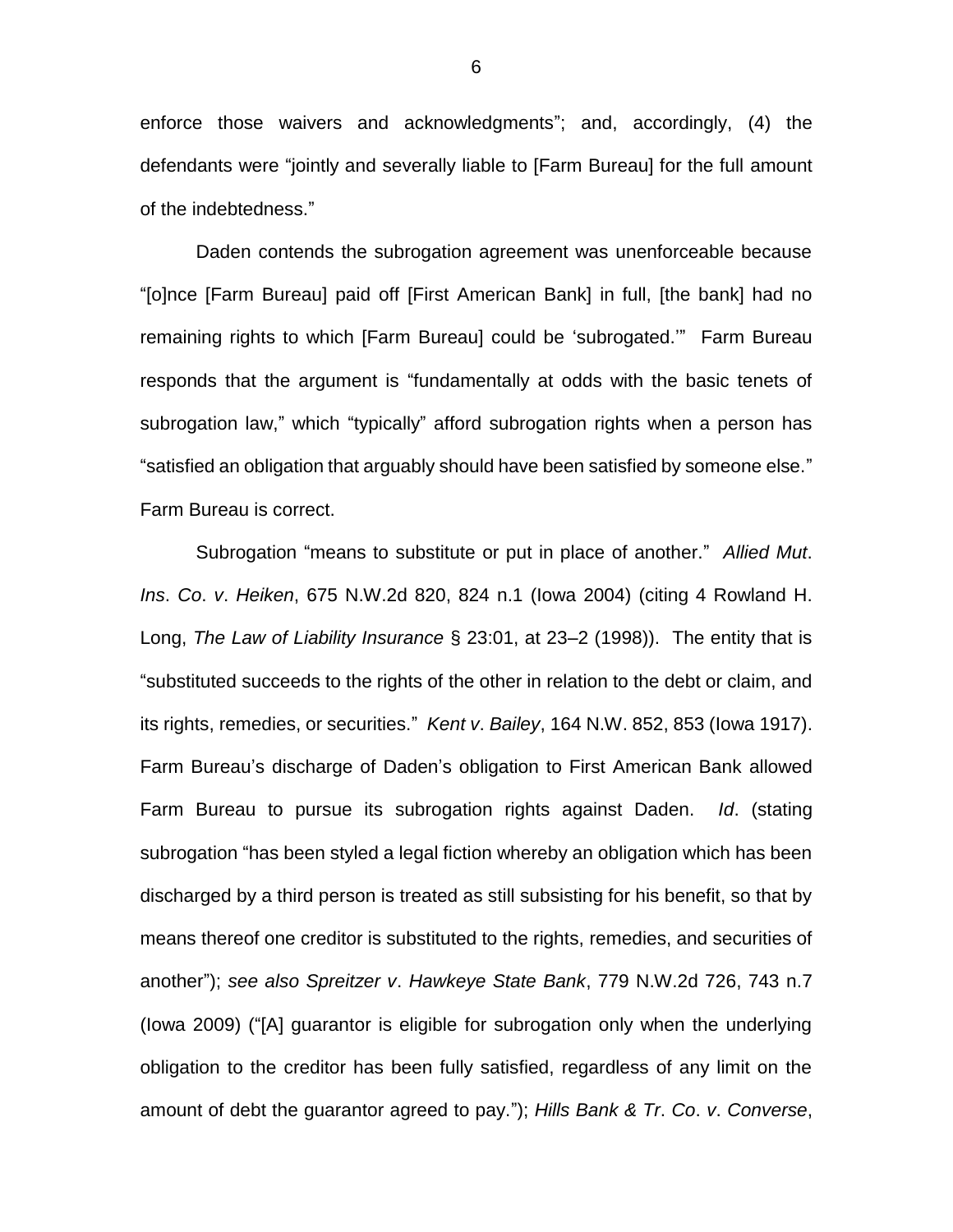enforce those waivers and acknowledgments"; and, accordingly, (4) the defendants were "jointly and severally liable to [Farm Bureau] for the full amount of the indebtedness."

Daden contends the subrogation agreement was unenforceable because "[o]nce [Farm Bureau] paid off [First American Bank] in full, [the bank] had no remaining rights to which [Farm Bureau] could be 'subrogated.'" Farm Bureau responds that the argument is "fundamentally at odds with the basic tenets of subrogation law," which "typically" afford subrogation rights when a person has "satisfied an obligation that arguably should have been satisfied by someone else." Farm Bureau is correct.

Subrogation "means to substitute or put in place of another." *Allied Mut. Ins. Co. v. Heiken*, 675 N.W.2d 820, 824 n.1 (Iowa 2004) (citing 4 Rowland H. Long, *The Law of Liability Insurance* § 23:01, at 23–2 (1998)). The entity that is "substituted succeeds to the rights of the other in relation to the debt or claim, and its rights, remedies, or securities." *Kent v. Bailey*, 164 N.W. 852, 853 (Iowa 1917). Farm Bureau's discharge of Daden's obligation to First American Bank allowed Farm Bureau to pursue its subrogation rights against Daden. *Id*. (stating subrogation "has been styled a legal fiction whereby an obligation which has been discharged by a third person is treated as still subsisting for his benefit, so that by means thereof one creditor is substituted to the rights, remedies, and securities of another"); *see also Spreitzer v. Hawkeye State Bank*, 779 N.W.2d 726, 743 n.7 (Iowa 2009) ("[A] guarantor is eligible for subrogation only when the underlying obligation to the creditor has been fully satisfied, regardless of any limit on the amount of debt the guarantor agreed to pay."); *Hills Bank & Tr. Co. v. Converse*,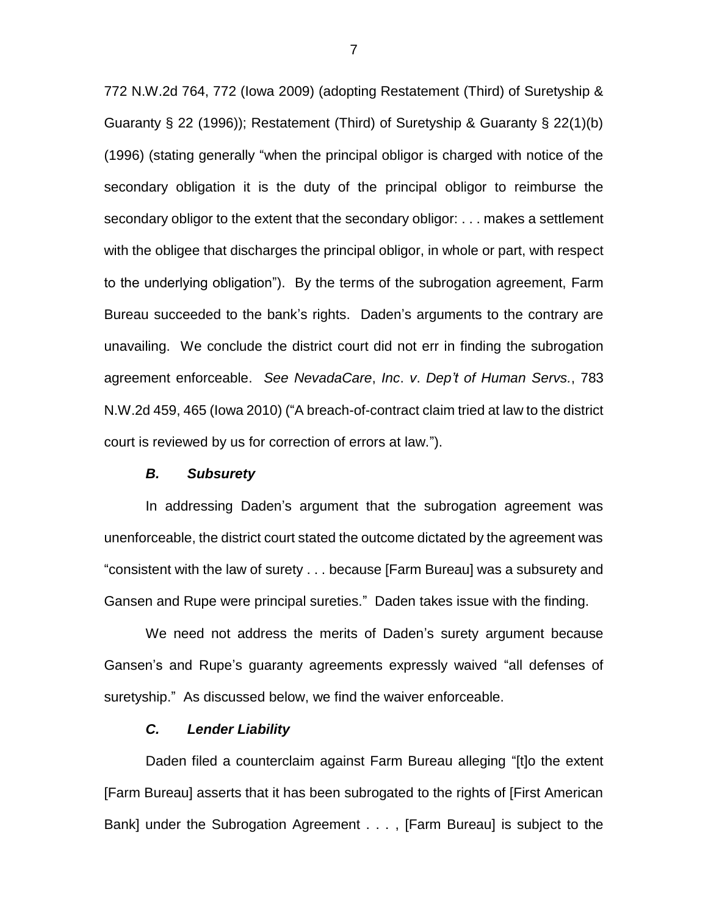772 N.W.2d 764, 772 (Iowa 2009) (adopting Restatement (Third) of Suretyship & Guaranty § 22 (1996)); Restatement (Third) of Suretyship & Guaranty § 22(1)(b) (1996) (stating generally "when the principal obligor is charged with notice of the secondary obligation it is the duty of the principal obligor to reimburse the secondary obligor to the extent that the secondary obligor: . . . makes a settlement with the obligee that discharges the principal obligor, in whole or part, with respect to the underlying obligation"). By the terms of the subrogation agreement, Farm Bureau succeeded to the bank's rights. Daden's arguments to the contrary are unavailing. We conclude the district court did not err in finding the subrogation agreement enforceable. *See NevadaCare*, *Inc*. *v*. *Dep't of Human Servs.*, 783 N.W.2d 459, 465 (Iowa 2010) ("A breach-of-contract claim tried at law to the district court is reviewed by us for correction of errors at law.").

### *B. Subsurety*

In addressing Daden's argument that the subrogation agreement was unenforceable, the district court stated the outcome dictated by the agreement was "consistent with the law of surety . . . because [Farm Bureau] was a subsurety and Gansen and Rupe were principal sureties." Daden takes issue with the finding.

We need not address the merits of Daden's surety argument because Gansen's and Rupe's guaranty agreements expressly waived "all defenses of suretyship." As discussed below, we find the waiver enforceable.

### *C. Lender Liability*

Daden filed a counterclaim against Farm Bureau alleging "[t]o the extent [Farm Bureau] asserts that it has been subrogated to the rights of [First American Bank] under the Subrogation Agreement . . . , [Farm Bureau] is subject to the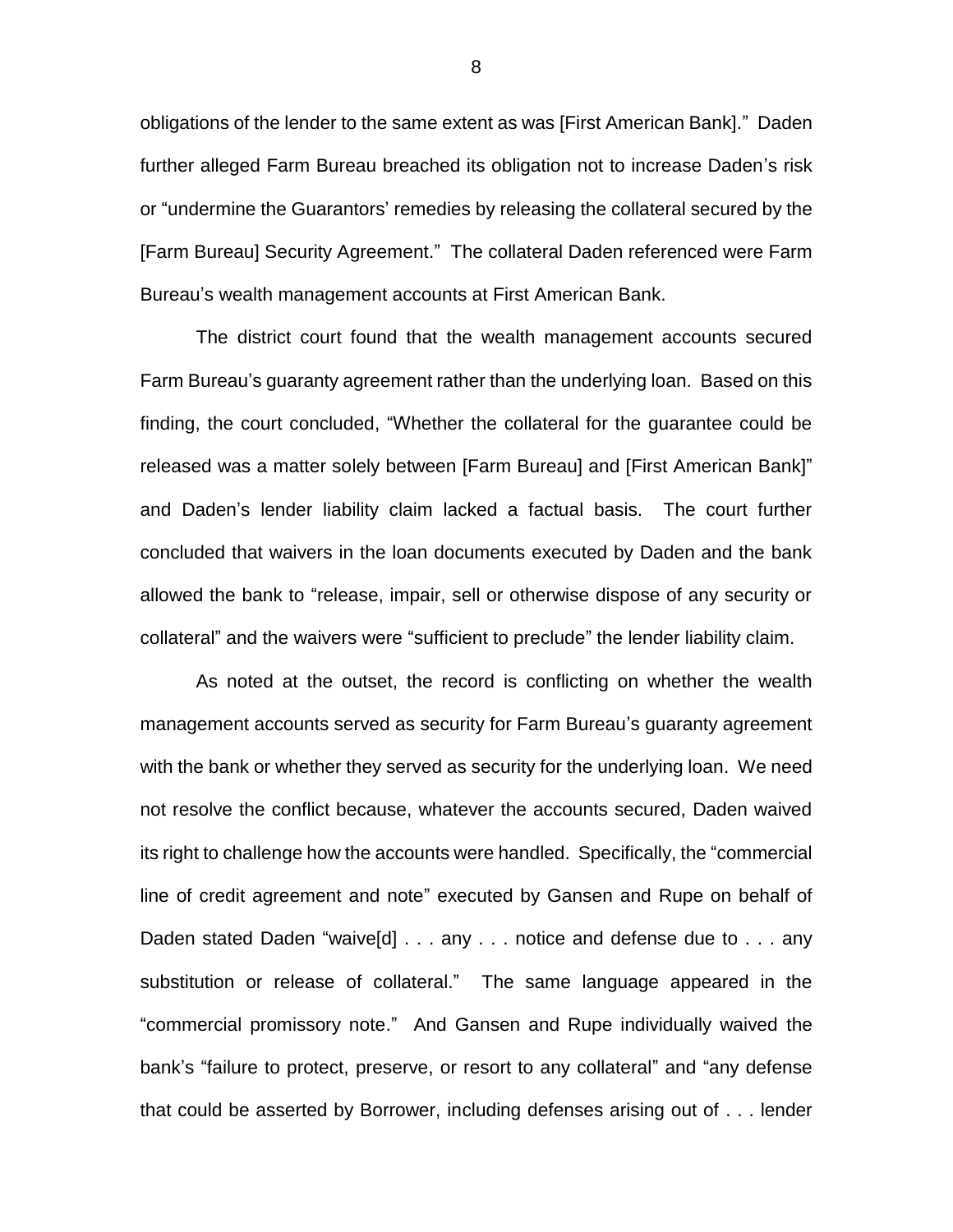obligations of the lender to the same extent as was [First American Bank]." Daden further alleged Farm Bureau breached its obligation not to increase Daden's risk or "undermine the Guarantors' remedies by releasing the collateral secured by the [Farm Bureau] Security Agreement." The collateral Daden referenced were Farm Bureau's wealth management accounts at First American Bank.

The district court found that the wealth management accounts secured Farm Bureau's guaranty agreement rather than the underlying loan. Based on this finding, the court concluded, "Whether the collateral for the guarantee could be released was a matter solely between [Farm Bureau] and [First American Bank]" and Daden's lender liability claim lacked a factual basis. The court further concluded that waivers in the loan documents executed by Daden and the bank allowed the bank to "release, impair, sell or otherwise dispose of any security or collateral" and the waivers were "sufficient to preclude" the lender liability claim.

As noted at the outset, the record is conflicting on whether the wealth management accounts served as security for Farm Bureau's guaranty agreement with the bank or whether they served as security for the underlying loan. We need not resolve the conflict because, whatever the accounts secured, Daden waived its right to challenge how the accounts were handled. Specifically, the "commercial line of credit agreement and note" executed by Gansen and Rupe on behalf of Daden stated Daden "waive[d] . . . any . . . notice and defense due to . . . any substitution or release of collateral." The same language appeared in the "commercial promissory note." And Gansen and Rupe individually waived the bank's "failure to protect, preserve, or resort to any collateral" and "any defense that could be asserted by Borrower, including defenses arising out of . . . lender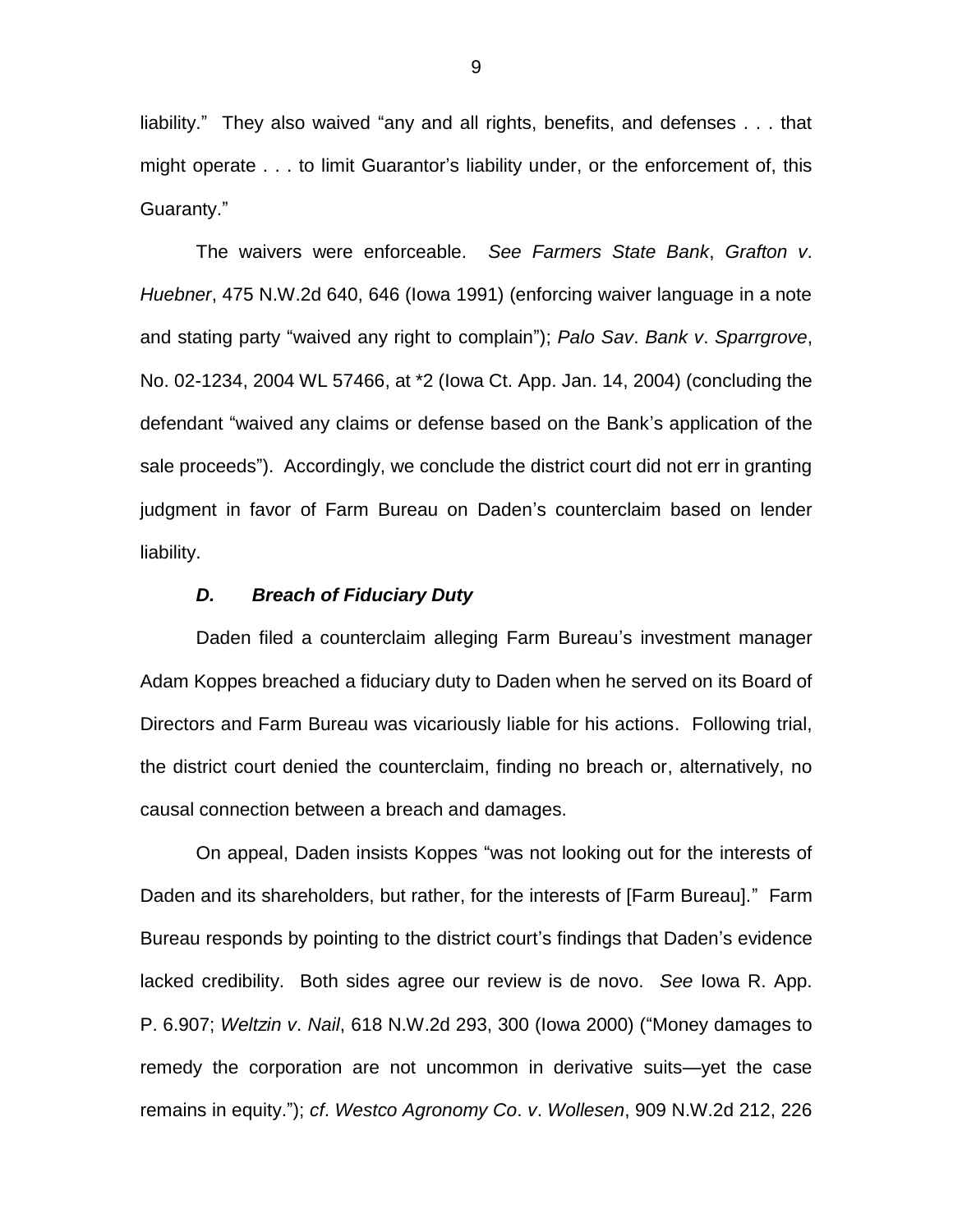liability." They also waived "any and all rights, benefits, and defenses . . . that might operate . . . to limit Guarantor's liability under, or the enforcement of, this Guaranty."

The waivers were enforceable. *See Farmers State Bank*, *Grafton v. Huebner*, 475 N.W.2d 640, 646 (Iowa 1991) (enforcing waiver language in a note and stating party "waived any right to complain"); *Palo Sav. Bank v. Sparrgrove*, No. 02-1234, 2004 WL 57466, at *2 (Iowa Ct. App. Jan. 14, 2004) (concluding the defendant "waived any claims or defense based on the Bank's application of the sale proceeds"). Accordingly, we conclude the district court did not err in granting judgment in favor of Farm Bureau on Daden's counterclaim based on lender liability.

### *D. Breach of Fiduciary Duty*

Daden filed a counterclaim alleging Farm Bureau's investment manager Adam Koppes breached a fiduciary duty to Daden when he served on its Board of Directors and Farm Bureau was vicariously liable for his actions. Following trial, the district court denied the counterclaim, finding no breach or, alternatively, no causal connection between a breach and damages.

On appeal, Daden insists Koppes "was not looking out for the interests of Daden and its shareholders, but rather, for the interests of [Farm Bureau]." Farm Bureau responds by pointing to the district court's findings that Daden's evidence lacked credibility. Both sides agree our review is de novo. *See* Iowa R. App. P. 6.907; *Weltzin v. Nail*, 618 N.W.2d 293, 300 (Iowa 2000) ("Money damages to remedy the corporation are not uncommon in derivative suits—yet the case remains in equity."); *cf. Westco Agronomy Co. v. Wollesen*, 909 N.W.2d 212, 226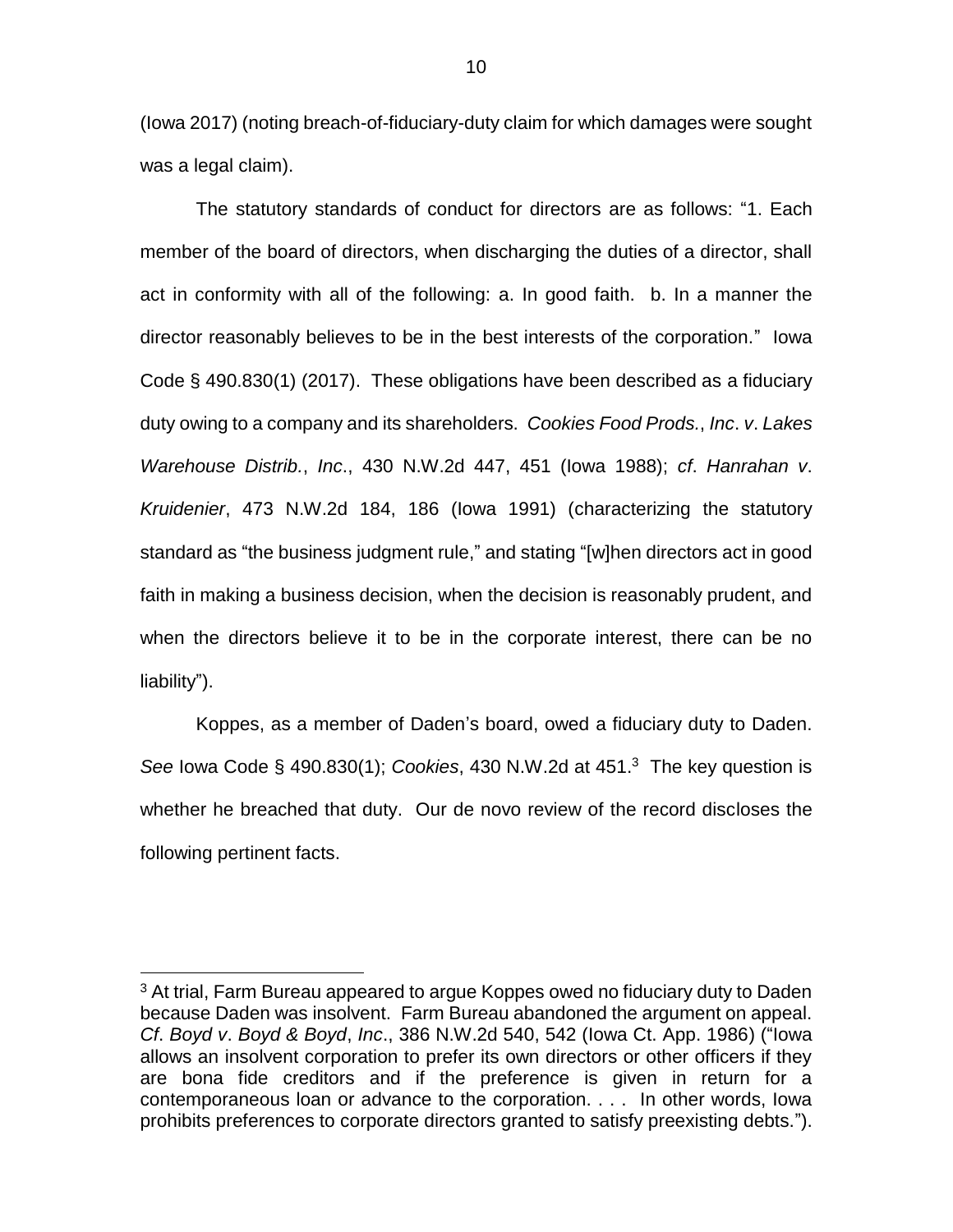(Iowa 2017) (noting breach-of-fiduciary-duty claim for which damages were sought was a legal claim).

The statutory standards of conduct for directors are as follows: "1. Each member of the board of directors, when discharging the duties of a director, shall act in conformity with all of the following: a. In good faith. b. In a manner the director reasonably believes to be in the best interests of the corporation." Iowa Code § 490.830(1) (2017). These obligations have been described as a fiduciary duty owing to a company and its shareholders. *Cookies Food Prods.*, *Inc*. *v*. *Lakes Warehouse Distrib.*, *Inc*., 430 N.W.2d 447, 451 (Iowa 1988); *cf*. *Hanrahan v*. *Kruidenier*, 473 N.W.2d 184, 186 (Iowa 1991) (characterizing the statutory standard as "the business judgment rule," and stating "[w]hen directors act in good faith in making a business decision, when the decision is reasonably prudent, and when the directors believe it to be in the corporate interest, there can be no liability").

Koppes, as a member of Daden's board, owed a fiduciary duty to Daden. *See* Iowa Code § 490.830(1); *Cookies*, 430 N.W.2d at 451.[3] The key question is whether he breached that duty. Our de novo review of the record discloses the following pertinent facts.

[3] At trial, Farm Bureau appeared to argue Koppes owed no fiduciary duty to Daden because Daden was insolvent. Farm Bureau abandoned the argument on appeal. *Cf*. *Boyd v*. *Boyd & Boyd*, *Inc*., 386 N.W.2d 540, 542 (Iowa Ct. App. 1986) ("Iowa allows an insolvent corporation to prefer its own directors or other officers if they are bona fide creditors and if the preference is given in return for a contemporaneous loan or advance to the corporation. . . . In other words, Iowa prohibits preferences to corporate directors granted to satisfy preexisting debts.").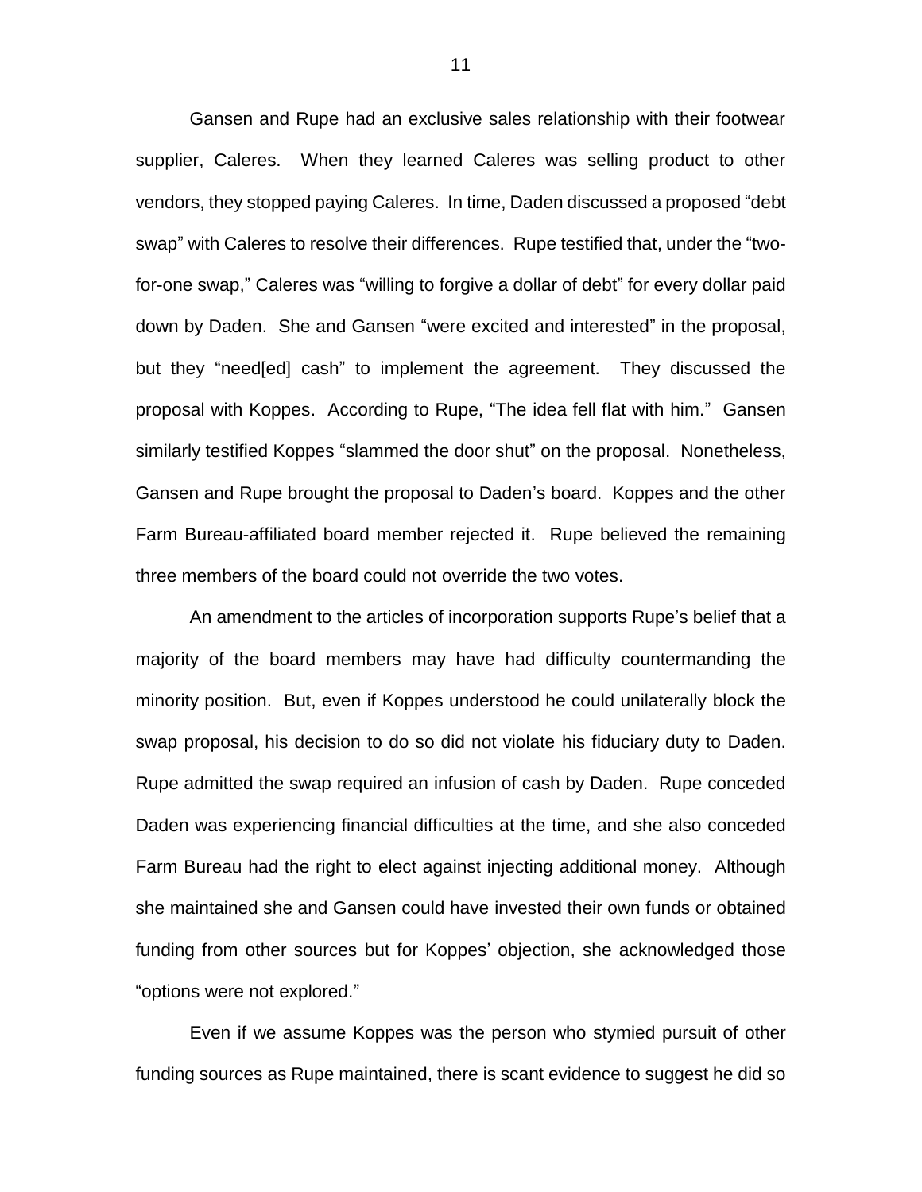Gansen and Rupe had an exclusive sales relationship with their footwear supplier, Caleres. When they learned Caleres was selling product to other vendors, they stopped paying Caleres. In time, Daden discussed a proposed "debt swap" with Caleres to resolve their differences. Rupe testified that, under the "two-for-one swap," Caleres was "willing to forgive a dollar of debt" for every dollar paid down by Daden. She and Gansen "were excited and interested" in the proposal, but they "need[ed] cash" to implement the agreement. They discussed the proposal with Koppes. According to Rupe, "The idea fell flat with him." Gansen similarly testified Koppes "slammed the door shut" on the proposal. Nonetheless, Gansen and Rupe brought the proposal to Daden's board. Koppes and the other Farm Bureau-affiliated board member rejected it. Rupe believed the remaining three members of the board could not override the two votes.

An amendment to the articles of incorporation supports Rupe's belief that a majority of the board members may have had difficulty countermanding the minority position. But, even if Koppes understood he could unilaterally block the swap proposal, his decision to do so did not violate his fiduciary duty to Daden. Rupe admitted the swap required an infusion of cash by Daden. Rupe conceded Daden was experiencing financial difficulties at the time, and she also conceded Farm Bureau had the right to elect against injecting additional money. Although she maintained she and Gansen could have invested their own funds or obtained funding from other sources but for Koppes' objection, she acknowledged those "options were not explored."

Even if we assume Koppes was the person who stymied pursuit of other funding sources as Rupe maintained, there is scant evidence to suggest he did so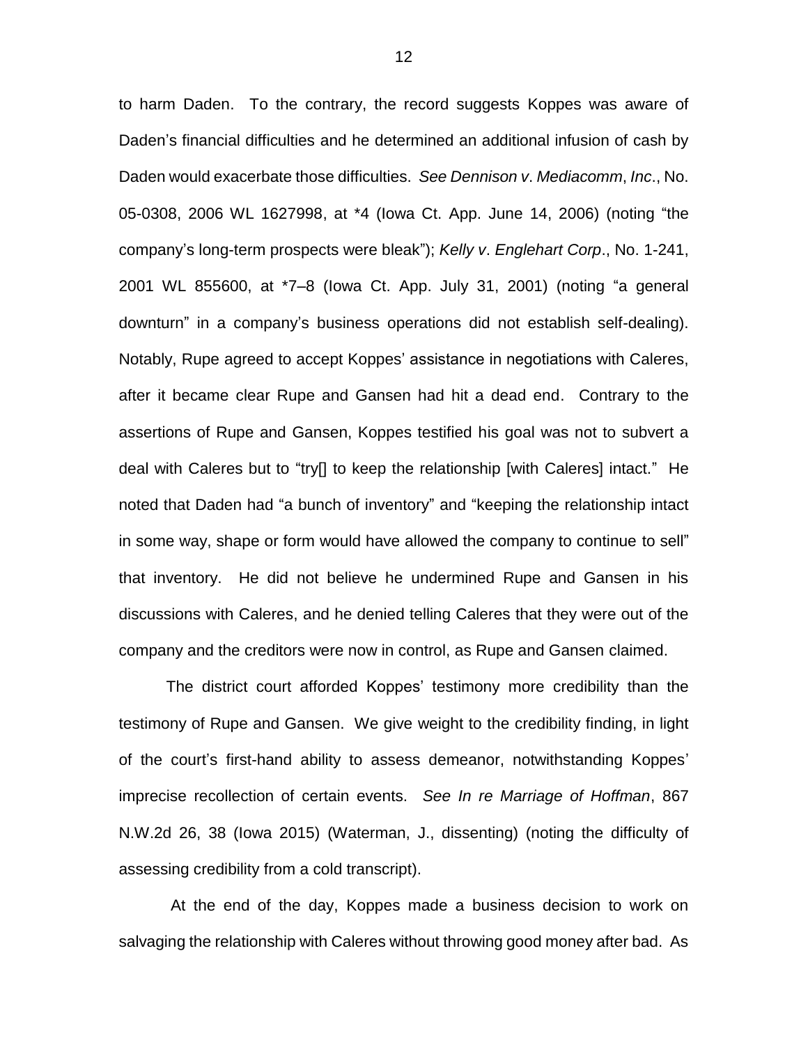to harm Daden. To the contrary, the record suggests Koppes was aware of Daden's financial difficulties and he determined an additional infusion of cash by Daden would exacerbate those difficulties. *See Dennison v. Mediacomm, Inc.*, No. 05-0308, 2006 WL 1627998, at *4 (Iowa Ct. App. June 14, 2006) (noting "the company's long-term prospects were bleak"); *Kelly v. Englehart Corp.*, No. 1-241, 2001 WL 855600, at *7–8 (Iowa Ct. App. July 31, 2001) (noting "a general downturn" in a company's business operations did not establish self-dealing). Notably, Rupe agreed to accept Koppes' assistance in negotiations with Caleres, after it became clear Rupe and Gansen had hit a dead end. Contrary to the assertions of Rupe and Gansen, Koppes testified his goal was not to subvert a deal with Caleres but to "try[] to keep the relationship [with Caleres] intact." He noted that Daden had "a bunch of inventory" and "keeping the relationship intact in some way, shape or form would have allowed the company to continue to sell" that inventory. He did not believe he undermined Rupe and Gansen in his discussions with Caleres, and he denied telling Caleres that they were out of the company and the creditors were now in control, as Rupe and Gansen claimed.

The district court afforded Koppes' testimony more credibility than the testimony of Rupe and Gansen. We give weight to the credibility finding, in light of the court's first-hand ability to assess demeanor, notwithstanding Koppes' imprecise recollection of certain events. *See In re Marriage of Hoffman*, 867 N.W.2d 26, 38 (Iowa 2015) (Waterman, J., dissenting) (noting the difficulty of assessing credibility from a cold transcript).

At the end of the day, Koppes made a business decision to work on salvaging the relationship with Caleres without throwing good money after bad. As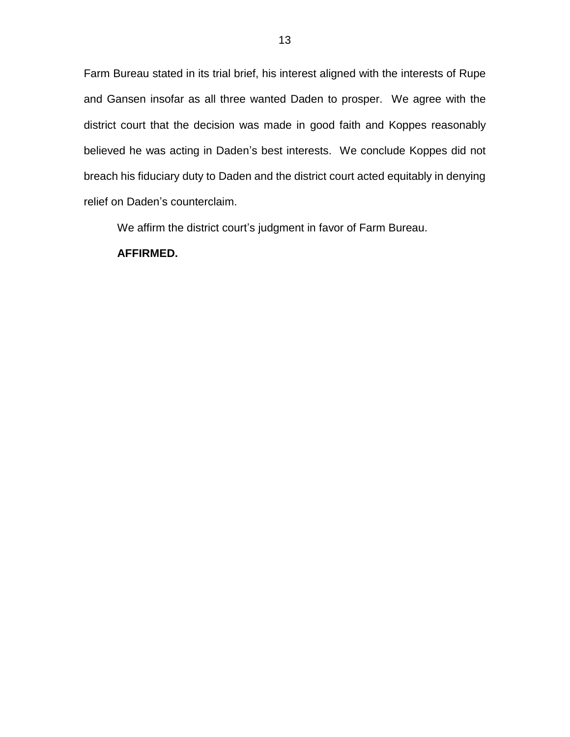Farm Bureau stated in its trial brief, his interest aligned with the interests of Rupe and Gansen insofar as all three wanted Daden to prosper. We agree with the district court that the decision was made in good faith and Koppes reasonably believed he was acting in Daden's best interests. We conclude Koppes did not breach his fiduciary duty to Daden and the district court acted equitably in denying relief on Daden's counterclaim.

We affirm the district court's judgment in favor of Farm Bureau.

**AFFIRMED.**